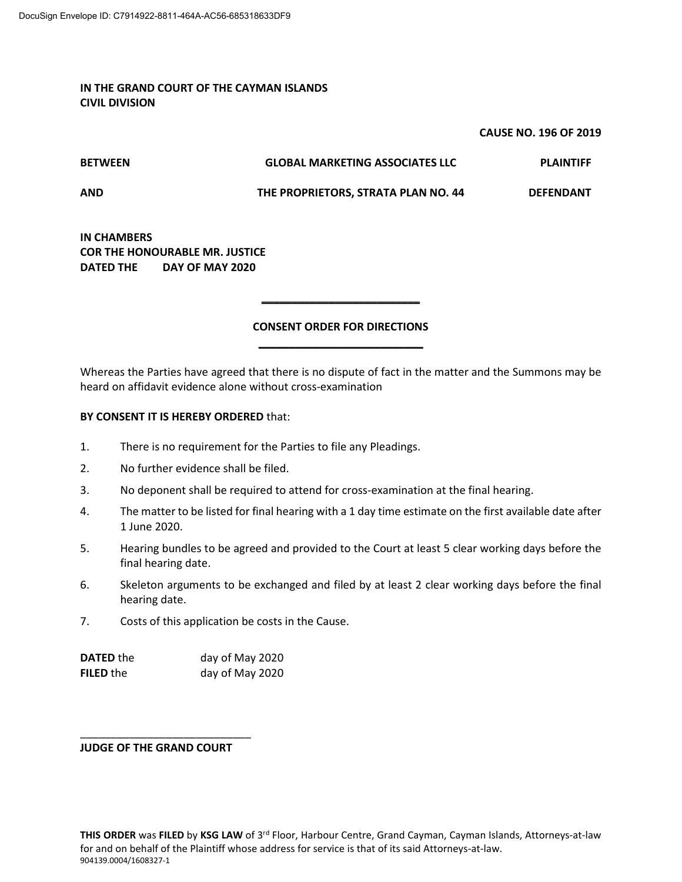DocuSign Envelope ID: C7914922-8811-464A-AC56-685318633DF9

**IN THE GRAND COURT OF THE CAYMAN ISLANDS**
**CIVIL DIVISION**

**CAUSE NO. 196 OF 2019**

| **BETWEEN** | **GLOBAL MARKETING ASSOCIATES LLC** | **PLAINTIFF** |
|---|---|---|
| **AND** | **THE PROPRIETORS, STRATA PLAN NO. 44** | **DEFENDANT** |

**IN CHAMBERS**
**COR THE HONOURABLE MR. JUSTICE**
**DATED THE DAY OF MAY 2020**

## CONSENT ORDER FOR DIRECTIONS

Whereas the Parties have agreed that there is no dispute of fact in the matter and the Summons may be heard on affidavit evidence alone without cross-examination

**BY CONSENT IT IS HEREBY ORDERED** that:

1. There is no requirement for the Parties to file any Pleadings.
2. No further evidence shall be filed.
3. No deponent shall be required to attend for cross-examination at the final hearing.
4. The matter to be listed for final hearing with a 1 day time estimate on the first available date after 1 June 2020.
5. Hearing bundles to be agreed and provided to the Court at least 5 clear working days before the final hearing date.
6. Skeleton arguments to be exchanged and filed by at least 2 clear working days before the final hearing date.
7. Costs of this application be costs in the Cause.

**DATED** the day of May 2020
**FILED** the day of May 2020

\_\_\_\_\_\_\_\_\_\_\_\_\_\_\_\_\_\_\_\_\_\_\_\_\_\_\_\_
**JUDGE OF THE GRAND COURT**

**THIS ORDER** was **FILED** by **KSG LAW** of 3rd Floor, Harbour Centre, Grand Cayman, Cayman Islands, Attorneys-at-law for and on behalf of the Plaintiff whose address for service is that of its said Attorneys-at-law.
904139.0004/1608327-1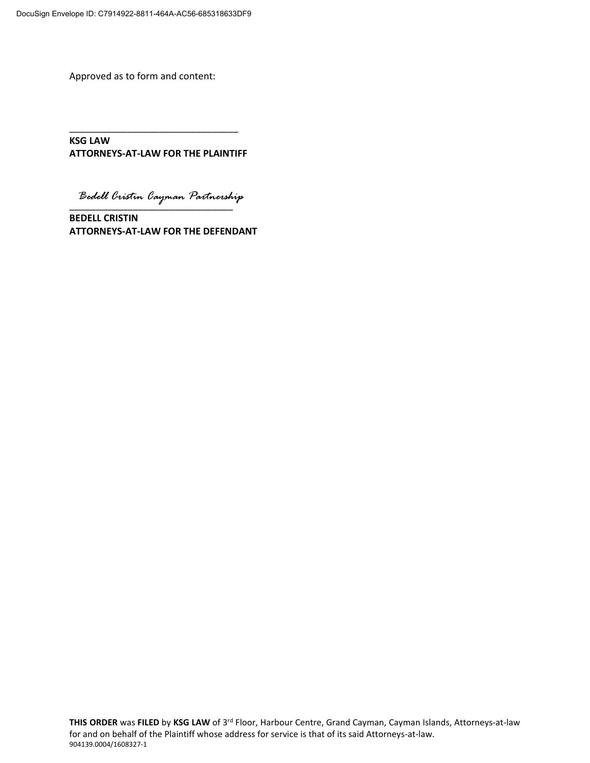Approved as to form and content:

\_\_\_\_\_\_\_\_\_\_\_\_\_\_\_\_\_\_\_\_\_\_\_\_\_\_\_\_\_\_\_\_\_\_

**KSG LAW**
**ATTORNEYS-AT-LAW FOR THE PLAINTIFF**

*Bedell Cristin Cayman Partnership*
\_\_\_\_\_\_\_\_\_\_\_\_\_\_\_\_\_\_\_\_\_\_\_\_\_\_\_\_\_\_\_\_\_\_

**BEDELL CRISTIN**
**ATTORNEYS-AT-LAW FOR THE DEFENDANT**

**THIS ORDER** was **FILED** by **KSG LAW** of 3rd Floor, Harbour Centre, Grand Cayman, Cayman Islands, Attorneys-at-law for and on behalf of the Plaintiff whose address for service is that of its said Attorneys-at-law.

904139.0004/1608327-1